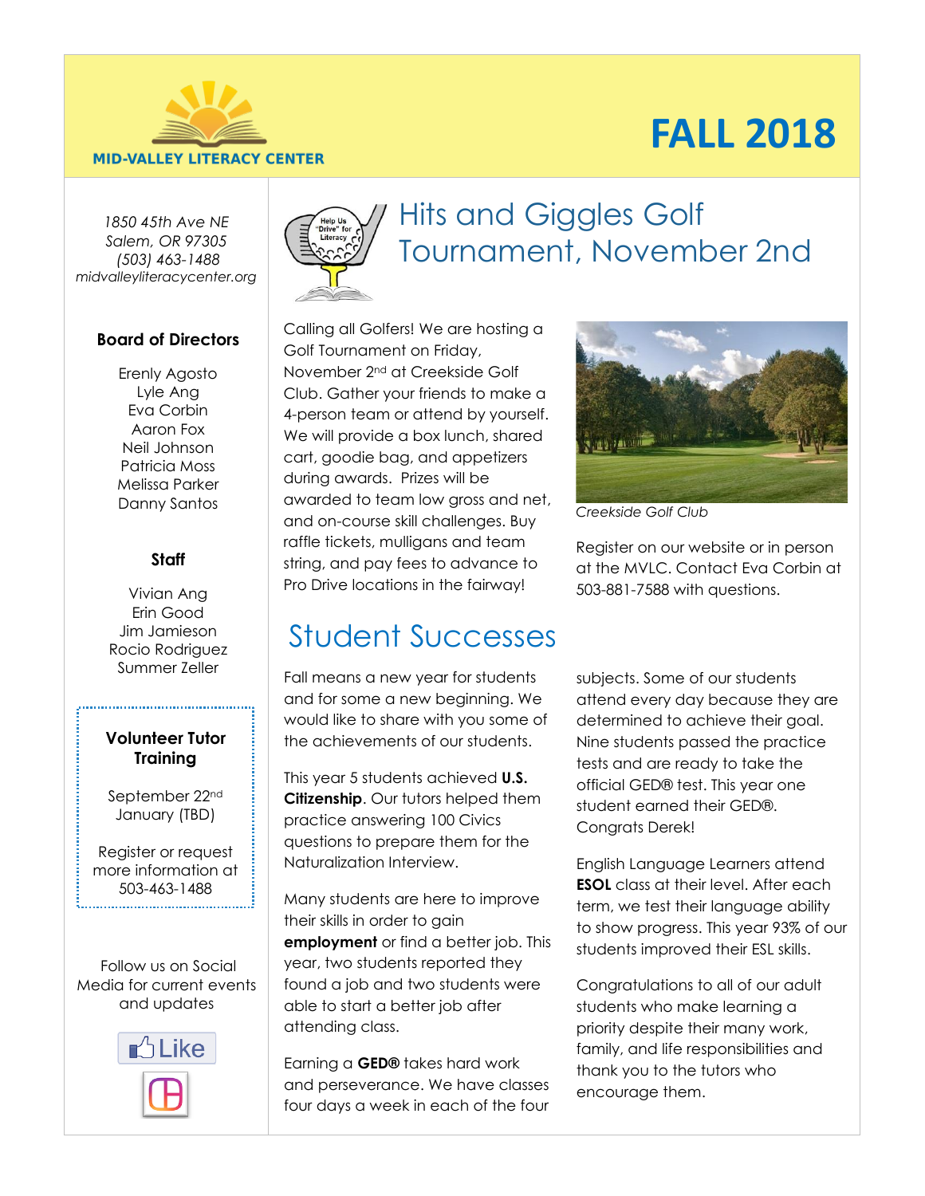**MID-VALLEY LITERACY CENTER**

# FALL 2018

*1850 45th Ave NE*
*Salem, OR 97305*
*(503) 463-1488*
*midvalleyliteracycenter.org*

**Board of Directors**

Erenly Agosto
Lyle Ang
Eva Corbin
Aaron Fox
Neil Johnson
Patricia Moss
Melissa Parker
Danny Santos

**Staff**

Vivian Ang
Erin Good
Jim Jamieson
Rocio Rodriguez
Summer Zeller

**Volunteer Tutor Training**

September 22nd
January (TBD)

Register or request more information at 503-463-1488

Follow us on Social Media for current events and updates

## Hits and Giggles Golf Tournament, November 2nd

Calling all Golfers! We are hosting a Golf Tournament on Friday, November 2nd at Creekside Golf Club. Gather your friends to make a 4-person team or attend by yourself. We will provide a box lunch, shared cart, goodie bag, and appetizers during awards. Prizes will be awarded to team low gross and net, and on-course skill challenges. Buy raffle tickets, mulligans and team string, and pay fees to advance to Pro Drive locations in the fairway!

*Creekside Golf Club*

Register on our website or in person at the MVLC. Contact Eva Corbin at 503-881-7588 with questions.

## Student Successes

Fall means a new year for students and for some a new beginning. We would like to share with you some of the achievements of our students.

This year 5 students achieved **U.S. Citizenship**. Our tutors helped them practice answering 100 Civics questions to prepare them for the Naturalization Interview.

Many students are here to improve their skills in order to gain **employment** or find a better job. This year, two students reported they found a job and two students were able to start a better job after attending class.

Earning a **GED®** takes hard work and perseverance. We have classes four days a week in each of the four subjects. Some of our students attend every day because they are determined to achieve their goal. Nine students passed the practice tests and are ready to take the official GED® test. This year one student earned their GED®. Congrats Derek!

English Language Learners attend **ESOL** class at their level. After each term, we test their language ability to show progress. This year 93% of our students improved their ESL skills.

Congratulations to all of our adult students who make learning a priority despite their many work, family, and life responsibilities and thank you to the tutors who encourage them.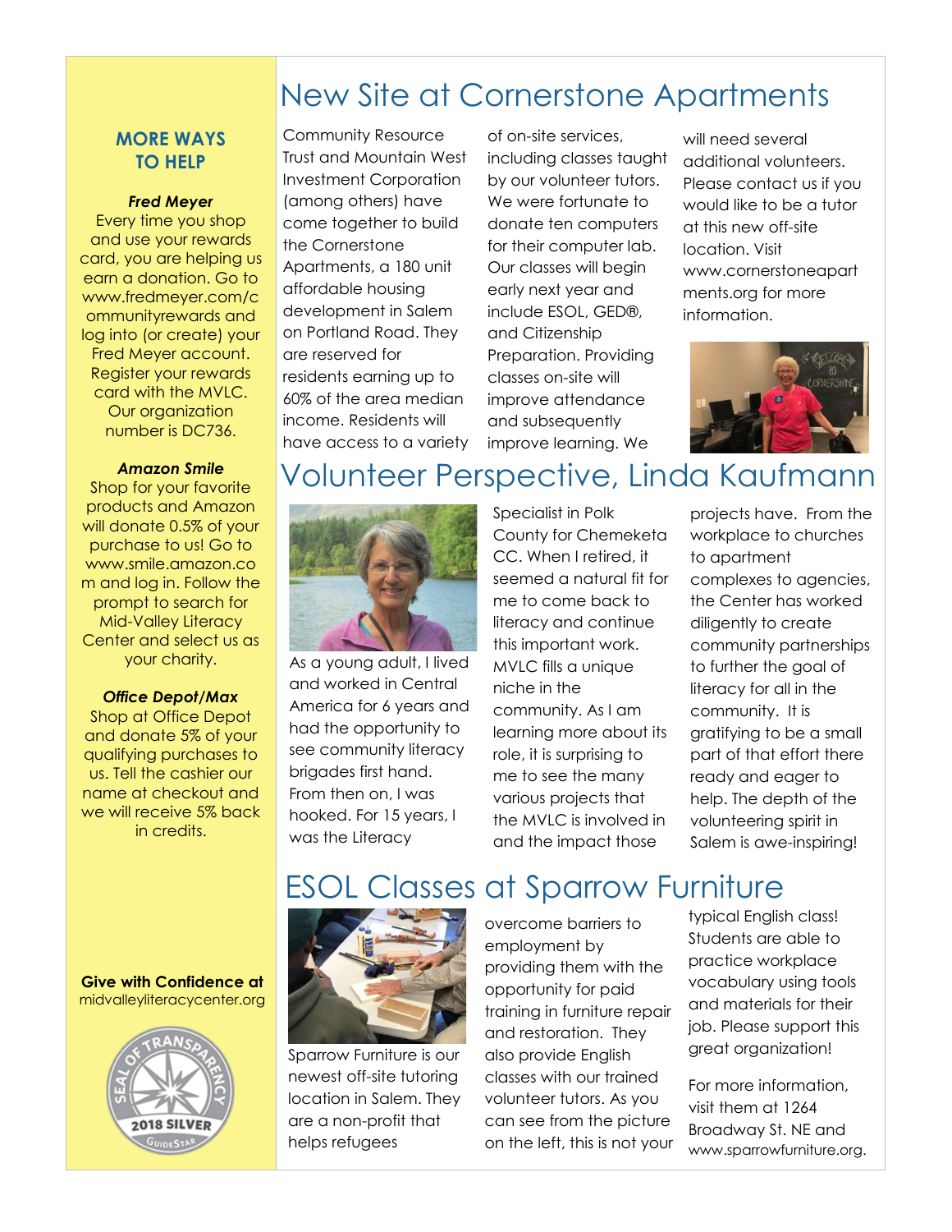## MORE WAYS TO HELP

***Fred Meyer***
Every time you shop and use your rewards card, you are helping us earn a donation. Go to www.fredmeyer.com/communityrewards and log into (or create) your Fred Meyer account. Register your rewards card with the MVLC. Our organization number is DC736.

***Amazon Smile***
Shop for your favorite products and Amazon will donate 0.5% of your purchase to us! Go to www.smile.amazon.com and log in. Follow the prompt to search for Mid-Valley Literacy Center and select us as your charity.

***Office Depot/Max***
Shop at Office Depot and donate 5% of your qualifying purchases to us. Tell the cashier our name at checkout and we will receive 5% back in credits.

**Give with Confidence at**
midvalleyliteracycenter.org

# New Site at Cornerstone Apartments

Community Resource Trust and Mountain West Investment Corporation (among others) have come together to build the Cornerstone Apartments, a 180 unit affordable housing development in Salem on Portland Road. They are reserved for residents earning up to 60% of the area median income. Residents will have access to a variety of on-site services, including classes taught by our volunteer tutors. We were fortunate to donate ten computers for their computer lab. Our classes will begin early next year and include ESOL, GED®, and Citizenship Preparation. Providing classes on-site will improve attendance and subsequently improve learning. We will need several additional volunteers. Please contact us if you would like to be a tutor at this new off-site location. Visit www.cornerstoneapartments.org for more information.

# Volunteer Perspective, Linda Kaufmann

As a young adult, I lived and worked in Central America for 6 years and had the opportunity to see community literacy brigades first hand. From then on, I was hooked. For 15 years, I was the Literacy Specialist in Polk County for Chemeketa CC. When I retired, it seemed a natural fit for me to come back to literacy and continue this important work. MVLC fills a unique niche in the community. As I am learning more about its role, it is surprising to me to see the many various projects that the MVLC is involved in and the impact those projects have. From the workplace to churches to apartment complexes to agencies, the Center has worked diligently to create community partnerships to further the goal of literacy for all in the community. It is gratifying to be a small part of that effort there ready and eager to help. The depth of the volunteering spirit in Salem is awe-inspiring!

# ESOL Classes at Sparrow Furniture

Sparrow Furniture is our newest off-site tutoring location in Salem. They are a non-profit that helps refugees overcome barriers to employment by providing them with the opportunity for paid training in furniture repair and restoration. They also provide English classes with our trained volunteer tutors. As you can see from the picture on the left, this is not your typical English class! Students are able to practice workplace vocabulary using tools and materials for their job. Please support this great organization!

For more information, visit them at 1264 Broadway St. NE and www.sparrowfurniture.org.